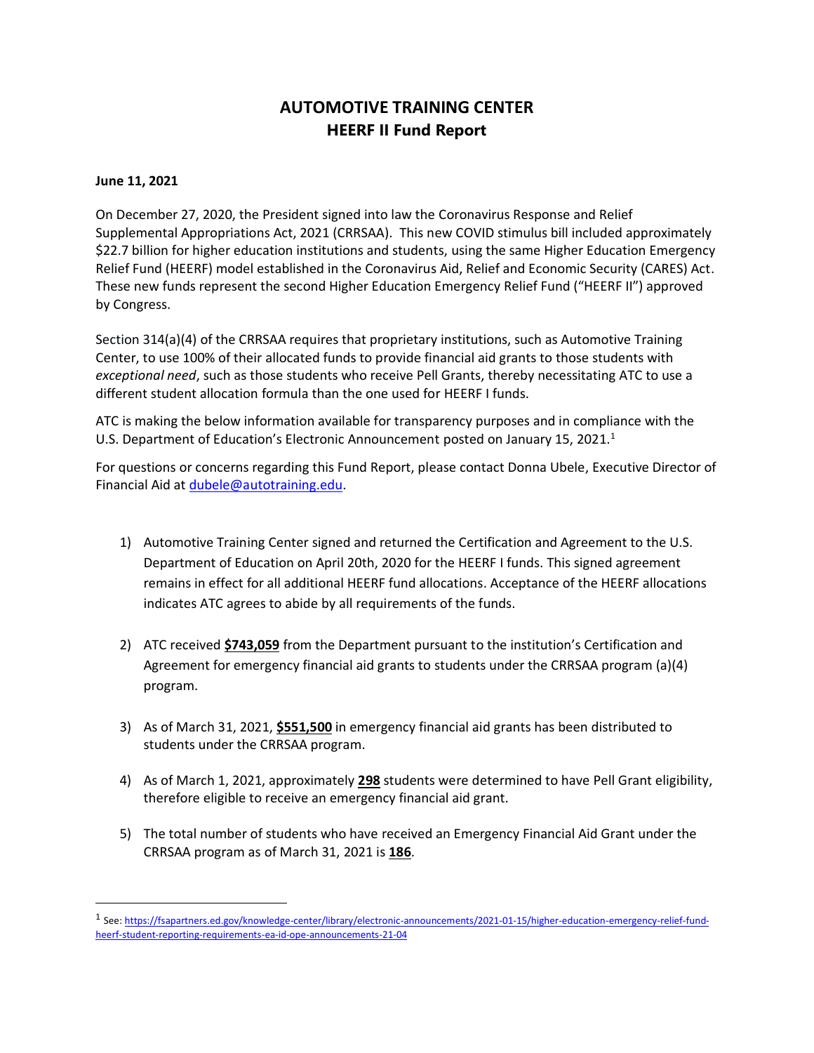# AUTOMOTIVE TRAINING CENTER
## HEERF II Fund Report

**June 11, 2021**

On December 27, 2020, the President signed into law the Coronavirus Response and Relief Supplemental Appropriations Act, 2021 (CRRSAA). This new COVID stimulus bill included approximately $22.7 billion for higher education institutions and students, using the same Higher Education Emergency Relief Fund (HEERF) model established in the Coronavirus Aid, Relief and Economic Security (CARES) Act. These new funds represent the second Higher Education Emergency Relief Fund ("HEERF II") approved by Congress.

Section 314(a)(4) of the CRRSAA requires that proprietary institutions, such as Automotive Training Center, to use 100% of their allocated funds to provide financial aid grants to those students with *exceptional need*, such as those students who receive Pell Grants, thereby necessitating ATC to use a different student allocation formula than the one used for HEERF I funds.

ATC is making the below information available for transparency purposes and in compliance with the U.S. Department of Education's Electronic Announcement posted on January 15, 2021.[1]

For questions or concerns regarding this Fund Report, please contact Donna Ubele, Executive Director of Financial Aid at dubele@autotraining.edu.

1) Automotive Training Center signed and returned the Certification and Agreement to the U.S. Department of Education on April 20th, 2020 for the HEERF I funds. This signed agreement remains in effect for all additional HEERF fund allocations. Acceptance of the HEERF allocations indicates ATC agrees to abide by all requirements of the funds.

2) ATC received **$743,059** from the Department pursuant to the institution's Certification and Agreement for emergency financial aid grants to students under the CRRSAA program (a)(4) program.

3) As of March 31, 2021, **$551,500** in emergency financial aid grants has been distributed to students under the CRRSAA program.

4) As of March 1, 2021, approximately **298** students were determined to have Pell Grant eligibility, therefore eligible to receive an emergency financial aid grant.

5) The total number of students who have received an Emergency Financial Aid Grant under the CRRSAA program as of March 31, 2021 is **186**.

---

[1] See: https://fsapartners.ed.gov/knowledge-center/library/electronic-announcements/2021-01-15/higher-education-emergency-relief-fund-heerf-student-reporting-requirements-ea-id-ope-announcements-21-04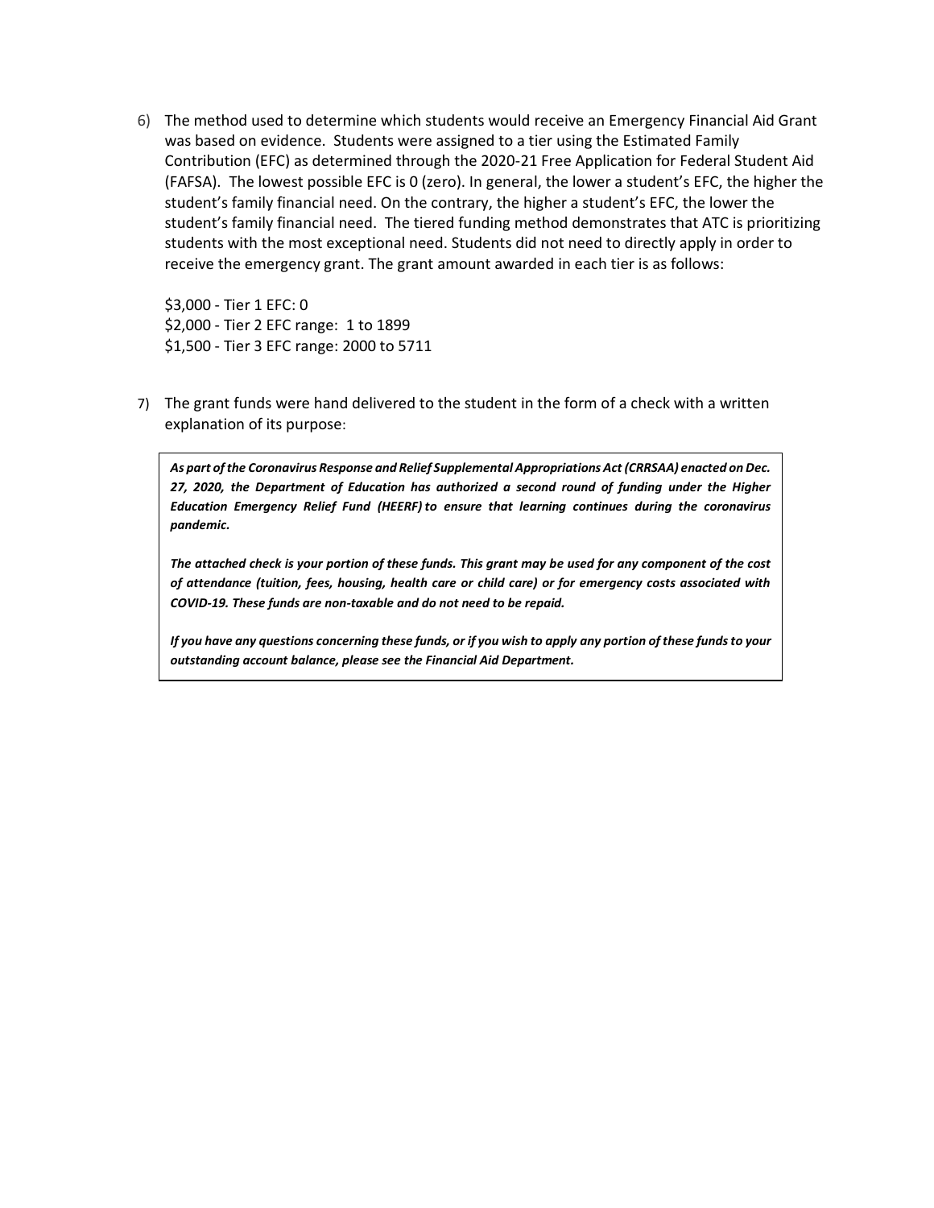6) The method used to determine which students would receive an Emergency Financial Aid Grant was based on evidence. Students were assigned to a tier using the Estimated Family Contribution (EFC) as determined through the 2020-21 Free Application for Federal Student Aid (FAFSA). The lowest possible EFC is 0 (zero). In general, the lower a student's EFC, the higher the student's family financial need. On the contrary, the higher a student's EFC, the lower the student's family financial need. The tiered funding method demonstrates that ATC is prioritizing students with the most exceptional need. Students did not need to directly apply in order to receive the emergency grant. The grant amount awarded in each tier is as follows:

   $3,000 - Tier 1 EFC: 0
   $2,000 - Tier 2 EFC range: 1 to 1899
   $1,500 - Tier 3 EFC range: 2000 to 5711

7) The grant funds were hand delivered to the student in the form of a check with a written explanation of its purpose:

> ***As part of the Coronavirus Response and Relief Supplemental Appropriations Act (CRRSAA) enacted on Dec. 27, 2020, the Department of Education has authorized a second round of funding under the Higher Education Emergency Relief Fund (HEERF) to ensure that learning continues during the coronavirus pandemic.***
>
> ***The attached check is your portion of these funds. This grant may be used for any component of the cost of attendance (tuition, fees, housing, health care or child care) or for emergency costs associated with COVID-19. These funds are non-taxable and do not need to be repaid.***
>
> ***If you have any questions concerning these funds, or if you wish to apply any portion of these funds to your outstanding account balance, please see the Financial Aid Department.***